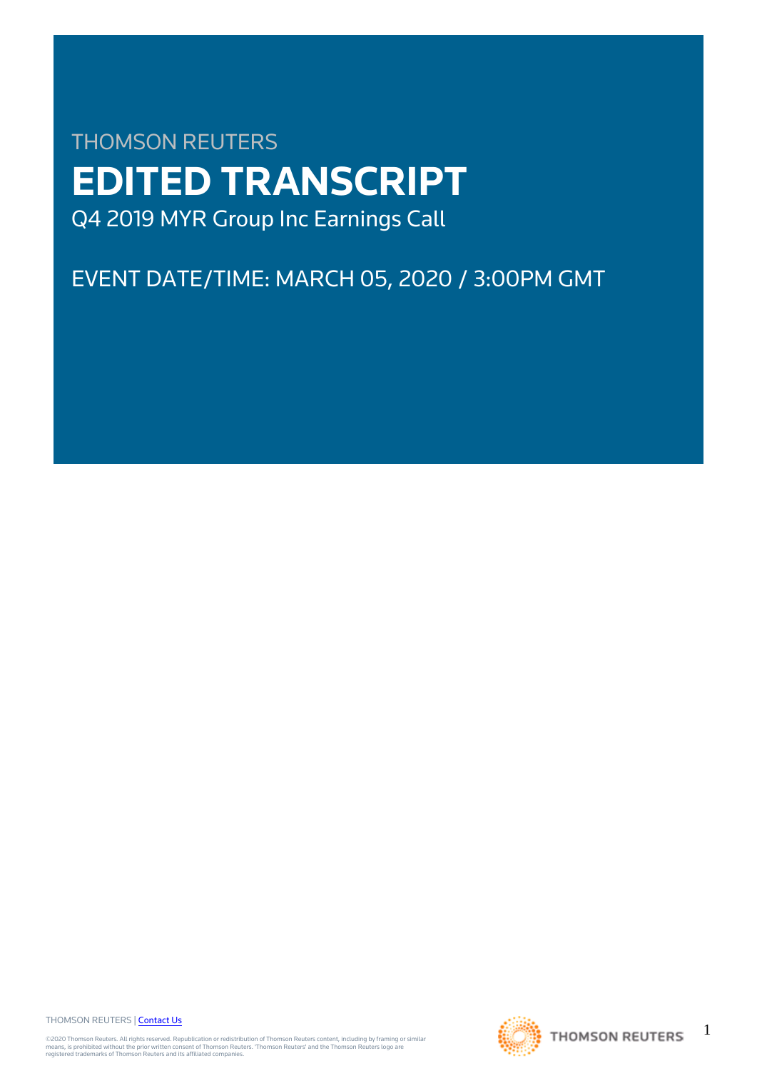THOMSON REUTERS

# EDITED TRANSCRIPT

Q4 2019 MYR Group Inc Earnings Call

EVENT DATE/TIME: MARCH 05, 2020 / 3:00PM GMT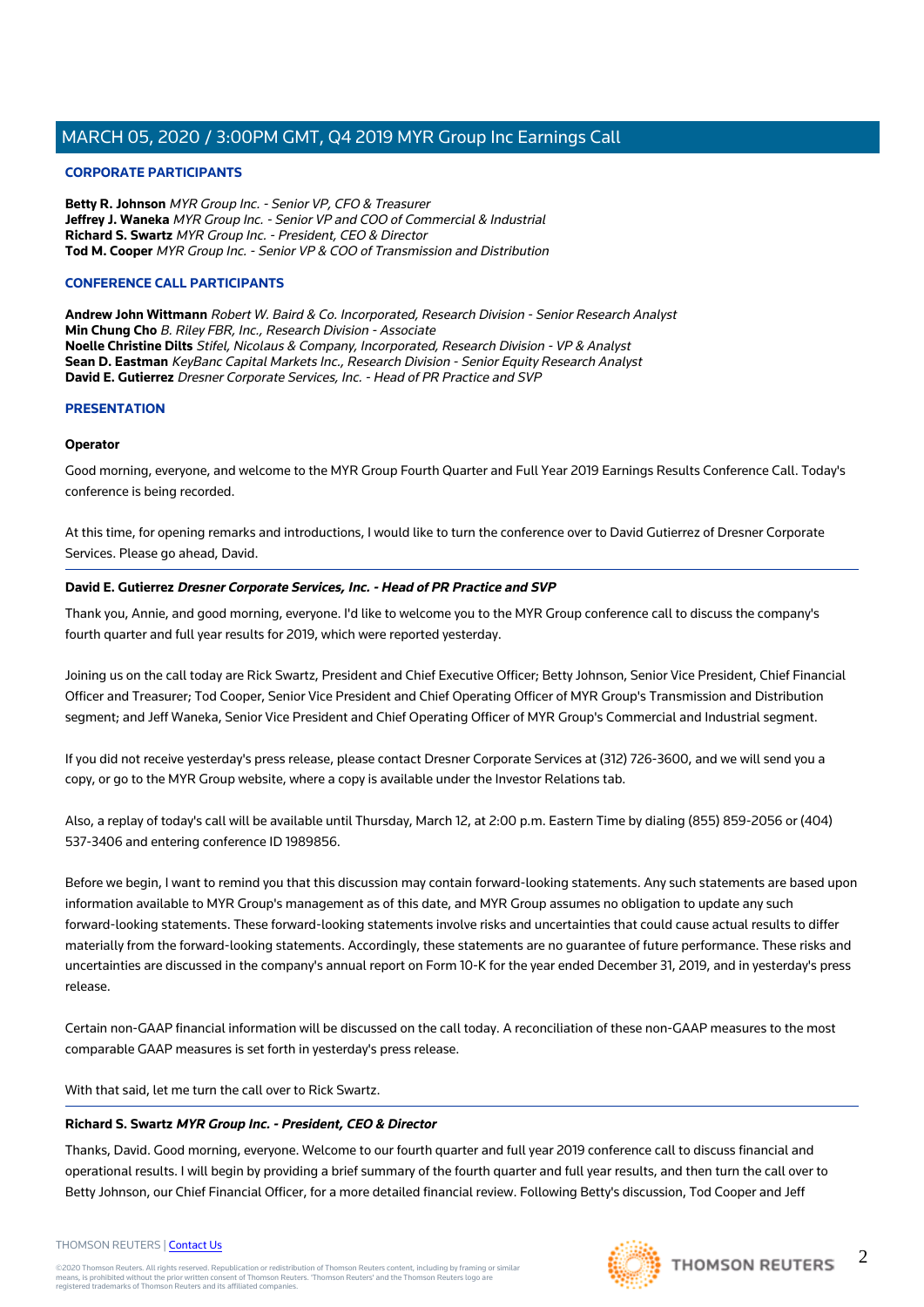## CORPORATE PARTICIPANTS

**Betty R. Johnson** *MYR Group Inc. - Senior VP, CFO & Treasurer*
**Jeffrey J. Waneka** *MYR Group Inc. - Senior VP and COO of Commercial & Industrial*
**Richard S. Swartz** *MYR Group Inc. - President, CEO & Director*
**Tod M. Cooper** *MYR Group Inc. - Senior VP & COO of Transmission and Distribution*

## CONFERENCE CALL PARTICIPANTS

**Andrew John Wittmann** *Robert W. Baird & Co. Incorporated, Research Division - Senior Research Analyst*
**Min Chung Cho** *B. Riley FBR, Inc., Research Division - Associate*
**Noelle Christine Dilts** *Stifel, Nicolaus & Company, Incorporated, Research Division - VP & Analyst*
**Sean D. Eastman** *KeyBanc Capital Markets Inc., Research Division - Senior Equity Research Analyst*
**David E. Gutierrez** *Dresner Corporate Services, Inc. - Head of PR Practice and SVP*

## PRESENTATION

**Operator**

Good morning, everyone, and welcome to the MYR Group Fourth Quarter and Full Year 2019 Earnings Results Conference Call. Today's conference is being recorded.

At this time, for opening remarks and introductions, I would like to turn the conference over to David Gutierrez of Dresner Corporate Services. Please go ahead, David.

---

**David E. Gutierrez** ***Dresner Corporate Services, Inc. - Head of PR Practice and SVP***

Thank you, Annie, and good morning, everyone. I'd like to welcome you to the MYR Group conference call to discuss the company's fourth quarter and full year results for 2019, which were reported yesterday.

Joining us on the call today are Rick Swartz, President and Chief Executive Officer; Betty Johnson, Senior Vice President, Chief Financial Officer and Treasurer; Tod Cooper, Senior Vice President and Chief Operating Officer of MYR Group's Transmission and Distribution segment; and Jeff Waneka, Senior Vice President and Chief Operating Officer of MYR Group's Commercial and Industrial segment.

If you did not receive yesterday's press release, please contact Dresner Corporate Services at (312) 726-3600, and we will send you a copy, or go to the MYR Group website, where a copy is available under the Investor Relations tab.

Also, a replay of today's call will be available until Thursday, March 12, at 2:00 p.m. Eastern Time by dialing (855) 859-2056 or (404) 537-3406 and entering conference ID 1989856.

Before we begin, I want to remind you that this discussion may contain forward-looking statements. Any such statements are based upon information available to MYR Group's management as of this date, and MYR Group assumes no obligation to update any such forward-looking statements. These forward-looking statements involve risks and uncertainties that could cause actual results to differ materially from the forward-looking statements. Accordingly, these statements are no guarantee of future performance. These risks and uncertainties are discussed in the company's annual report on Form 10-K for the year ended December 31, 2019, and in yesterday's press release.

Certain non-GAAP financial information will be discussed on the call today. A reconciliation of these non-GAAP measures to the most comparable GAAP measures is set forth in yesterday's press release.

With that said, let me turn the call over to Rick Swartz.

---

**Richard S. Swartz** ***MYR Group Inc. - President, CEO & Director***

Thanks, David. Good morning, everyone. Welcome to our fourth quarter and full year 2019 conference call to discuss financial and operational results. I will begin by providing a brief summary of the fourth quarter and full year results, and then turn the call over to Betty Johnson, our Chief Financial Officer, for a more detailed financial review. Following Betty's discussion, Tod Cooper and Jeff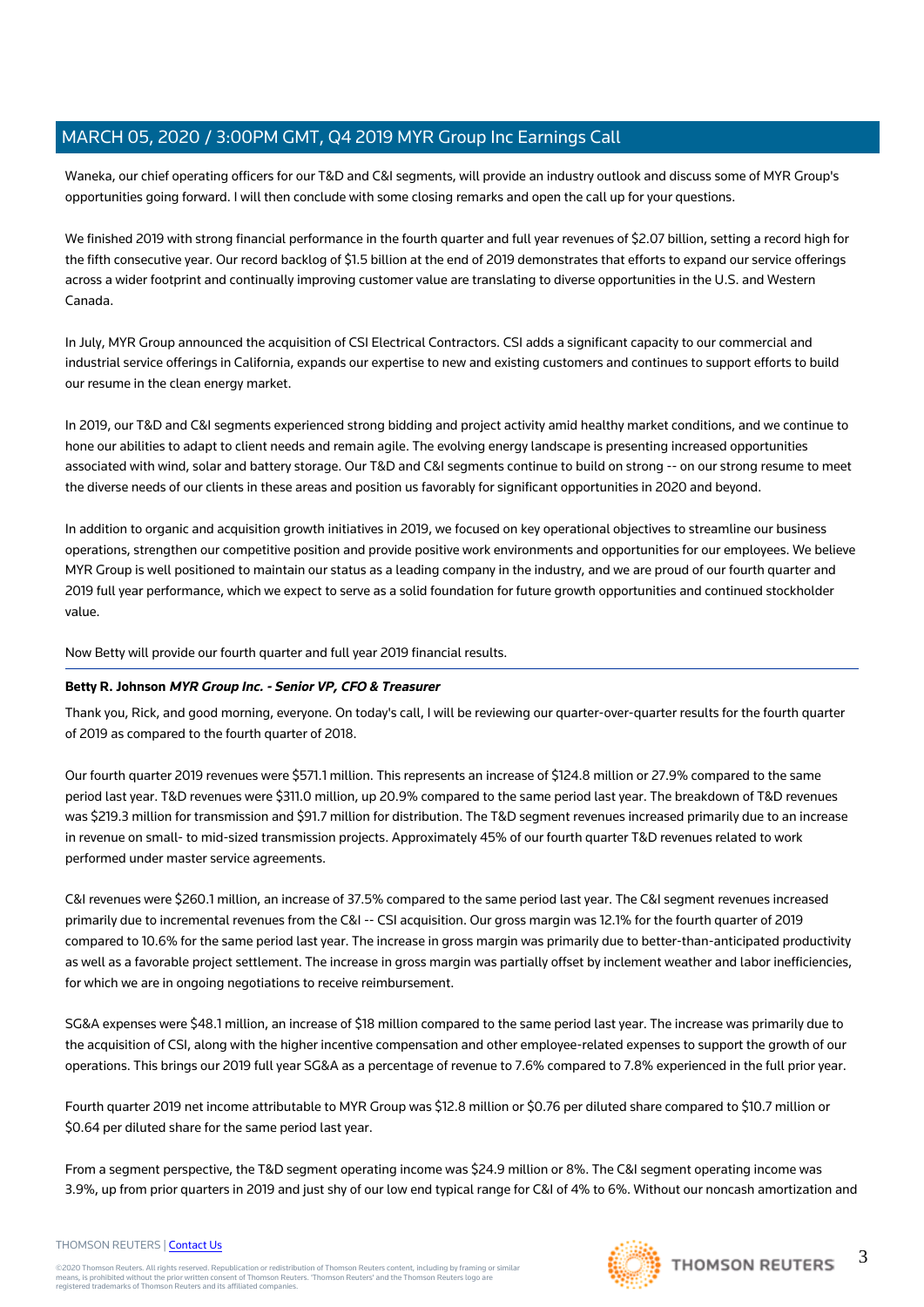Waneka, our chief operating officers for our T&D and C&I segments, will provide an industry outlook and discuss some of MYR Group's opportunities going forward. I will then conclude with some closing remarks and open the call up for your questions.

We finished 2019 with strong financial performance in the fourth quarter and full year revenues of $2.07 billion, setting a record high for the fifth consecutive year. Our record backlog of $1.5 billion at the end of 2019 demonstrates that efforts to expand our service offerings across a wider footprint and continually improving customer value are translating to diverse opportunities in the U.S. and Western Canada.

In July, MYR Group announced the acquisition of CSI Electrical Contractors. CSI adds a significant capacity to our commercial and industrial service offerings in California, expands our expertise to new and existing customers and continues to support efforts to build our resume in the clean energy market.

In 2019, our T&D and C&I segments experienced strong bidding and project activity amid healthy market conditions, and we continue to hone our abilities to adapt to client needs and remain agile. The evolving energy landscape is presenting increased opportunities associated with wind, solar and battery storage. Our T&D and C&I segments continue to build on strong -- on our strong resume to meet the diverse needs of our clients in these areas and position us favorably for significant opportunities in 2020 and beyond.

In addition to organic and acquisition growth initiatives in 2019, we focused on key operational objectives to streamline our business operations, strengthen our competitive position and provide positive work environments and opportunities for our employees. We believe MYR Group is well positioned to maintain our status as a leading company in the industry, and we are proud of our fourth quarter and 2019 full year performance, which we expect to serve as a solid foundation for future growth opportunities and continued stockholder value.

Now Betty will provide our fourth quarter and full year 2019 financial results.

---

**Betty R. Johnson** ***MYR Group Inc. - Senior VP, CFO & Treasurer***

Thank you, Rick, and good morning, everyone. On today's call, I will be reviewing our quarter-over-quarter results for the fourth quarter of 2019 as compared to the fourth quarter of 2018.

Our fourth quarter 2019 revenues were $571.1 million. This represents an increase of $124.8 million or 27.9% compared to the same period last year. T&D revenues were $311.0 million, up 20.9% compared to the same period last year. The breakdown of T&D revenues was $219.3 million for transmission and $91.7 million for distribution. The T&D segment revenues increased primarily due to an increase in revenue on small- to mid-sized transmission projects. Approximately 45% of our fourth quarter T&D revenues related to work performed under master service agreements.

C&I revenues were $260.1 million, an increase of 37.5% compared to the same period last year. The C&I segment revenues increased primarily due to incremental revenues from the C&I -- CSI acquisition. Our gross margin was 12.1% for the fourth quarter of 2019 compared to 10.6% for the same period last year. The increase in gross margin was primarily due to better-than-anticipated productivity as well as a favorable project settlement. The increase in gross margin was partially offset by inclement weather and labor inefficiencies, for which we are in ongoing negotiations to receive reimbursement.

SG&A expenses were $48.1 million, an increase of $18 million compared to the same period last year. The increase was primarily due to the acquisition of CSI, along with the higher incentive compensation and other employee-related expenses to support the growth of our operations. This brings our 2019 full year SG&A as a percentage of revenue to 7.6% compared to 7.8% experienced in the full prior year.

Fourth quarter 2019 net income attributable to MYR Group was $12.8 million or $0.76 per diluted share compared to $10.7 million or $0.64 per diluted share for the same period last year.

From a segment perspective, the T&D segment operating income was $24.9 million or 8%. The C&I segment operating income was 3.9%, up from prior quarters in 2019 and just shy of our low end typical range for C&I of 4% to 6%. Without our noncash amortization and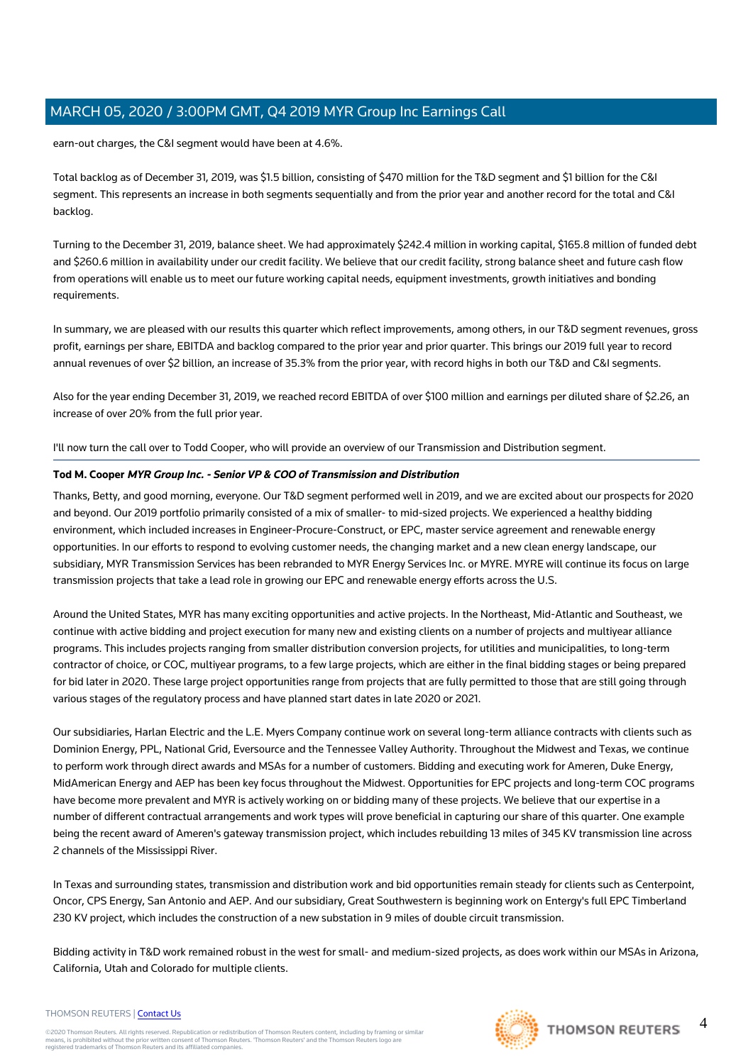earn-out charges, the C&I segment would have been at 4.6%.

Total backlog as of December 31, 2019, was $1.5 billion, consisting of $470 million for the T&D segment and $1 billion for the C&I segment. This represents an increase in both segments sequentially and from the prior year and another record for the total and C&I backlog.

Turning to the December 31, 2019, balance sheet. We had approximately $242.4 million in working capital, $165.8 million of funded debt and $260.6 million in availability under our credit facility. We believe that our credit facility, strong balance sheet and future cash flow from operations will enable us to meet our future working capital needs, equipment investments, growth initiatives and bonding requirements.

In summary, we are pleased with our results this quarter which reflect improvements, among others, in our T&D segment revenues, gross profit, earnings per share, EBITDA and backlog compared to the prior year and prior quarter. This brings our 2019 full year to record annual revenues of over $2 billion, an increase of 35.3% from the prior year, with record highs in both our T&D and C&I segments.

Also for the year ending December 31, 2019, we reached record EBITDA of over $100 million and earnings per diluted share of $2.26, an increase of over 20% from the full prior year.

I'll now turn the call over to Todd Cooper, who will provide an overview of our Transmission and Distribution segment.

**Tod M. Cooper** ***MYR Group Inc. - Senior VP & COO of Transmission and Distribution***

Thanks, Betty, and good morning, everyone. Our T&D segment performed well in 2019, and we are excited about our prospects for 2020 and beyond. Our 2019 portfolio primarily consisted of a mix of smaller- to mid-sized projects. We experienced a healthy bidding environment, which included increases in Engineer-Procure-Construct, or EPC, master service agreement and renewable energy opportunities. In our efforts to respond to evolving customer needs, the changing market and a new clean energy landscape, our subsidiary, MYR Transmission Services has been rebranded to MYR Energy Services Inc. or MYRE. MYRE will continue its focus on large transmission projects that take a lead role in growing our EPC and renewable energy efforts across the U.S.

Around the United States, MYR has many exciting opportunities and active projects. In the Northeast, Mid-Atlantic and Southeast, we continue with active bidding and project execution for many new and existing clients on a number of projects and multiyear alliance programs. This includes projects ranging from smaller distribution conversion projects, for utilities and municipalities, to long-term contractor of choice, or COC, multiyear programs, to a few large projects, which are either in the final bidding stages or being prepared for bid later in 2020. These large project opportunities range from projects that are fully permitted to those that are still going through various stages of the regulatory process and have planned start dates in late 2020 or 2021.

Our subsidiaries, Harlan Electric and the L.E. Myers Company continue work on several long-term alliance contracts with clients such as Dominion Energy, PPL, National Grid, Eversource and the Tennessee Valley Authority. Throughout the Midwest and Texas, we continue to perform work through direct awards and MSAs for a number of customers. Bidding and executing work for Ameren, Duke Energy, MidAmerican Energy and AEP has been key focus throughout the Midwest. Opportunities for EPC projects and long-term COC programs have become more prevalent and MYR is actively working on or bidding many of these projects. We believe that our expertise in a number of different contractual arrangements and work types will prove beneficial in capturing our share of this quarter. One example being the recent award of Ameren's gateway transmission project, which includes rebuilding 13 miles of 345 KV transmission line across 2 channels of the Mississippi River.

In Texas and surrounding states, transmission and distribution work and bid opportunities remain steady for clients such as Centerpoint, Oncor, CPS Energy, San Antonio and AEP. And our subsidiary, Great Southwestern is beginning work on Entergy's full EPC Timberland 230 KV project, which includes the construction of a new substation in 9 miles of double circuit transmission.

Bidding activity in T&D work remained robust in the west for small- and medium-sized projects, as does work within our MSAs in Arizona, California, Utah and Colorado for multiple clients.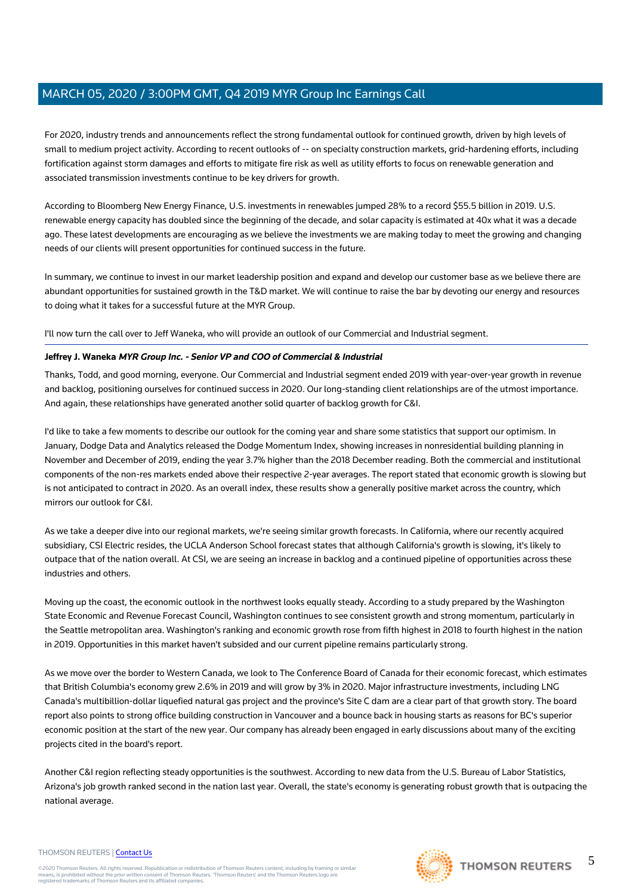For 2020, industry trends and announcements reflect the strong fundamental outlook for continued growth, driven by high levels of small to medium project activity. According to recent outlooks of -- on specialty construction markets, grid-hardening efforts, including fortification against storm damages and efforts to mitigate fire risk as well as utility efforts to focus on renewable generation and associated transmission investments continue to be key drivers for growth.

According to Bloomberg New Energy Finance, U.S. investments in renewables jumped 28% to a record $55.5 billion in 2019. U.S. renewable energy capacity has doubled since the beginning of the decade, and solar capacity is estimated at 40x what it was a decade ago. These latest developments are encouraging as we believe the investments we are making today to meet the growing and changing needs of our clients will present opportunities for continued success in the future.

In summary, we continue to invest in our market leadership position and expand and develop our customer base as we believe there are abundant opportunities for sustained growth in the T&D market. We will continue to raise the bar by devoting our energy and resources to doing what it takes for a successful future at the MYR Group.

I'll now turn the call over to Jeff Waneka, who will provide an outlook of our Commercial and Industrial segment.

---

**Jeffrey J. Waneka** ***MYR Group Inc. - Senior VP and COO of Commercial & Industrial***

Thanks, Todd, and good morning, everyone. Our Commercial and Industrial segment ended 2019 with year-over-year growth in revenue and backlog, positioning ourselves for continued success in 2020. Our long-standing client relationships are of the utmost importance. And again, these relationships have generated another solid quarter of backlog growth for C&I.

I'd like to take a few moments to describe our outlook for the coming year and share some statistics that support our optimism. In January, Dodge Data and Analytics released the Dodge Momentum Index, showing increases in nonresidential building planning in November and December of 2019, ending the year 3.7% higher than the 2018 December reading. Both the commercial and institutional components of the non-res markets ended above their respective 2-year averages. The report stated that economic growth is slowing but is not anticipated to contract in 2020. As an overall index, these results show a generally positive market across the country, which mirrors our outlook for C&I.

As we take a deeper dive into our regional markets, we're seeing similar growth forecasts. In California, where our recently acquired subsidiary, CSI Electric resides, the UCLA Anderson School forecast states that although California's growth is slowing, it's likely to outpace that of the nation overall. At CSI, we are seeing an increase in backlog and a continued pipeline of opportunities across these industries and others.

Moving up the coast, the economic outlook in the northwest looks equally steady. According to a study prepared by the Washington State Economic and Revenue Forecast Council, Washington continues to see consistent growth and strong momentum, particularly in the Seattle metropolitan area. Washington's ranking and economic growth rose from fifth highest in 2018 to fourth highest in the nation in 2019. Opportunities in this market haven't subsided and our current pipeline remains particularly strong.

As we move over the border to Western Canada, we look to The Conference Board of Canada for their economic forecast, which estimates that British Columbia's economy grew 2.6% in 2019 and will grow by 3% in 2020. Major infrastructure investments, including LNG Canada's multibillion-dollar liquefied natural gas project and the province's Site C dam are a clear part of that growth story. The board report also points to strong office building construction in Vancouver and a bounce back in housing starts as reasons for BC's superior economic position at the start of the new year. Our company has already been engaged in early discussions about many of the exciting projects cited in the board's report.

Another C&I region reflecting steady opportunities is the southwest. According to new data from the U.S. Bureau of Labor Statistics, Arizona's job growth ranked second in the nation last year. Overall, the state's economy is generating robust growth that is outpacing the national average.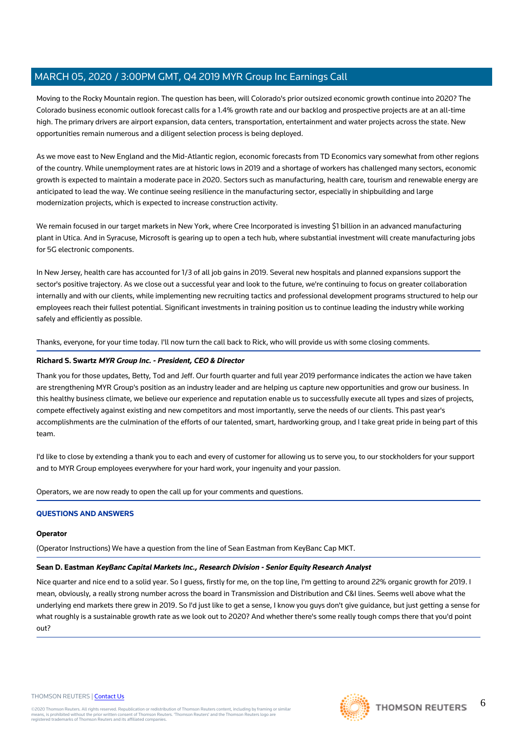Moving to the Rocky Mountain region. The question has been, will Colorado's prior outsized economic growth continue into 2020? The Colorado business economic outlook forecast calls for a 1.4% growth rate and our backlog and prospective projects are at an all-time high. The primary drivers are airport expansion, data centers, transportation, entertainment and water projects across the state. New opportunities remain numerous and a diligent selection process is being deployed.

As we move east to New England and the Mid-Atlantic region, economic forecasts from TD Economics vary somewhat from other regions of the country. While unemployment rates are at historic lows in 2019 and a shortage of workers has challenged many sectors, economic growth is expected to maintain a moderate pace in 2020. Sectors such as manufacturing, health care, tourism and renewable energy are anticipated to lead the way. We continue seeing resilience in the manufacturing sector, especially in shipbuilding and large modernization projects, which is expected to increase construction activity.

We remain focused in our target markets in New York, where Cree Incorporated is investing $1 billion in an advanced manufacturing plant in Utica. And in Syracuse, Microsoft is gearing up to open a tech hub, where substantial investment will create manufacturing jobs for 5G electronic components.

In New Jersey, health care has accounted for 1/3 of all job gains in 2019. Several new hospitals and planned expansions support the sector's positive trajectory. As we close out a successful year and look to the future, we're continuing to focus on greater collaboration internally and with our clients, while implementing new recruiting tactics and professional development programs structured to help our employees reach their fullest potential. Significant investments in training position us to continue leading the industry while working safely and efficiently as possible.

Thanks, everyone, for your time today. I'll now turn the call back to Rick, who will provide us with some closing comments.

**Richard S. Swartz** ***MYR Group Inc. - President, CEO & Director***

Thank you for those updates, Betty, Tod and Jeff. Our fourth quarter and full year 2019 performance indicates the action we have taken are strengthening MYR Group's position as an industry leader and are helping us capture new opportunities and grow our business. In this healthy business climate, we believe our experience and reputation enable us to successfully execute all types and sizes of projects, compete effectively against existing and new competitors and most importantly, serve the needs of our clients. This past year's accomplishments are the culmination of the efforts of our talented, smart, hardworking group, and I take great pride in being part of this team.

I'd like to close by extending a thank you to each and every of customer for allowing us to serve you, to our stockholders for your support and to MYR Group employees everywhere for your hard work, your ingenuity and your passion.

Operators, we are now ready to open the call up for your comments and questions.

## QUESTIONS AND ANSWERS

**Operator**

(Operator Instructions) We have a question from the line of Sean Eastman from KeyBanc Cap MKT.

**Sean D. Eastman** ***KeyBanc Capital Markets Inc., Research Division - Senior Equity Research Analyst***

Nice quarter and nice end to a solid year. So I guess, firstly for me, on the top line, I'm getting to around 22% organic growth for 2019. I mean, obviously, a really strong number across the board in Transmission and Distribution and C&I lines. Seems well above what the underlying end markets there grew in 2019. So I'd just like to get a sense, I know you guys don't give guidance, but just getting a sense for what roughly is a sustainable growth rate as we look out to 2020? And whether there's some really tough comps there that you'd point out?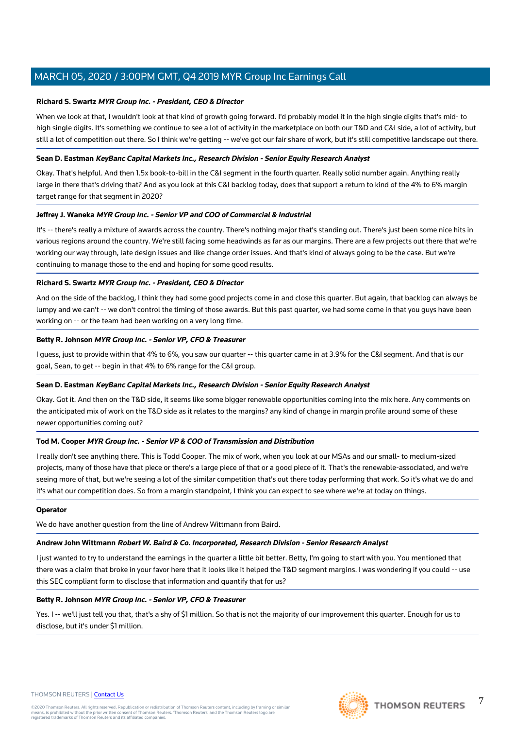**Richard S. Swartz** ***MYR Group Inc. - President, CEO & Director***

When we look at that, I wouldn't look at that kind of growth going forward. I'd probably model it in the high single digits that's mid- to high single digits. It's something we continue to see a lot of activity in the marketplace on both our T&D and C&I side, a lot of activity, but still a lot of competition out there. So I think we're getting -- we've got our fair share of work, but it's still competitive landscape out there.

**Sean D. Eastman** ***KeyBanc Capital Markets Inc., Research Division - Senior Equity Research Analyst***

Okay. That's helpful. And then 1.5x book-to-bill in the C&I segment in the fourth quarter. Really solid number again. Anything really large in there that's driving that? And as you look at this C&I backlog today, does that support a return to kind of the 4% to 6% margin target range for that segment in 2020?

**Jeffrey J. Waneka** ***MYR Group Inc. - Senior VP and COO of Commercial & Industrial***

It's -- there's really a mixture of awards across the country. There's nothing major that's standing out. There's just been some nice hits in various regions around the country. We're still facing some headwinds as far as our margins. There are a few projects out there that we're working our way through, late design issues and like change order issues. And that's kind of always going to be the case. But we're continuing to manage those to the end and hoping for some good results.

**Richard S. Swartz** ***MYR Group Inc. - President, CEO & Director***

And on the side of the backlog, I think they had some good projects come in and close this quarter. But again, that backlog can always be lumpy and we can't -- we don't control the timing of those awards. But this past quarter, we had some come in that you guys have been working on -- or the team had been working on a very long time.

**Betty R. Johnson** ***MYR Group Inc. - Senior VP, CFO & Treasurer***

I guess, just to provide within that 4% to 6%, you saw our quarter -- this quarter came in at 3.9% for the C&I segment. And that is our goal, Sean, to get -- begin in that 4% to 6% range for the C&I group.

**Sean D. Eastman** ***KeyBanc Capital Markets Inc., Research Division - Senior Equity Research Analyst***

Okay. Got it. And then on the T&D side, it seems like some bigger renewable opportunities coming into the mix here. Any comments on the anticipated mix of work on the T&D side as it relates to the margins? any kind of change in margin profile around some of these newer opportunities coming out?

**Tod M. Cooper** ***MYR Group Inc. - Senior VP & COO of Transmission and Distribution***

I really don't see anything there. This is Todd Cooper. The mix of work, when you look at our MSAs and our small- to medium-sized projects, many of those have that piece or there's a large piece of that or a good piece of it. That's the renewable-associated, and we're seeing more of that, but we're seeing a lot of the similar competition that's out there today performing that work. So it's what we do and it's what our competition does. So from a margin standpoint, I think you can expect to see where we're at today on things.

**Operator**

We do have another question from the line of Andrew Wittmann from Baird.

**Andrew John Wittmann** ***Robert W. Baird & Co. Incorporated, Research Division - Senior Research Analyst***

I just wanted to try to understand the earnings in the quarter a little bit better. Betty, I'm going to start with you. You mentioned that there was a claim that broke in your favor here that it looks like it helped the T&D segment margins. I was wondering if you could -- use this SEC compliant form to disclose that information and quantify that for us?

**Betty R. Johnson** ***MYR Group Inc. - Senior VP, CFO & Treasurer***

Yes. I -- we'll just tell you that, that's a shy of $1 million. So that is not the majority of our improvement this quarter. Enough for us to disclose, but it's under $1 million.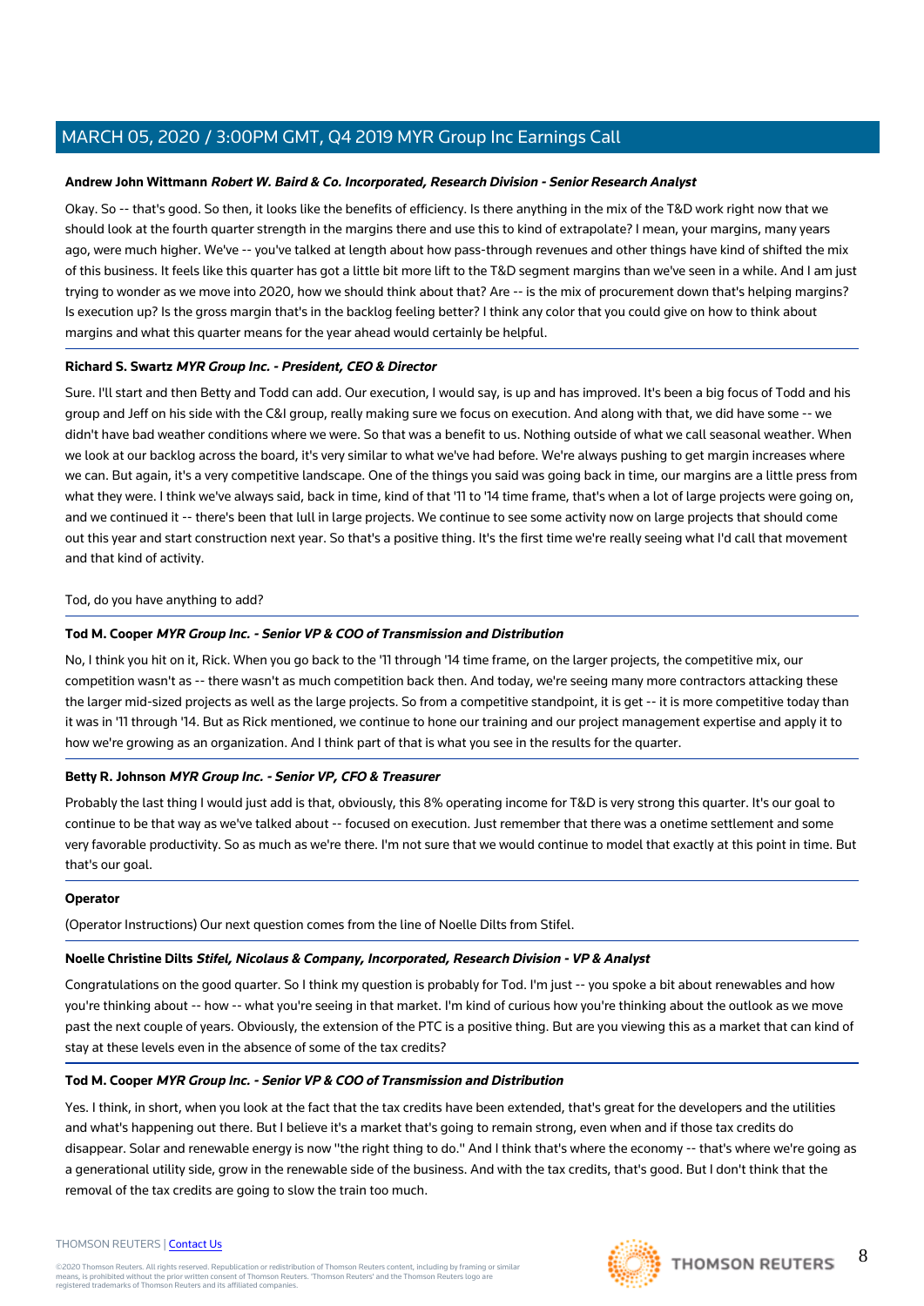**Andrew John Wittmann** ***Robert W. Baird & Co. Incorporated, Research Division - Senior Research Analyst***

Okay. So -- that's good. So then, it looks like the benefits of efficiency. Is there anything in the mix of the T&D work right now that we should look at the fourth quarter strength in the margins there and use this to kind of extrapolate? I mean, your margins, many years ago, were much higher. We've -- you've talked at length about how pass-through revenues and other things have kind of shifted the mix of this business. It feels like this quarter has got a little bit more lift to the T&D segment margins than we've seen in a while. And I am just trying to wonder as we move into 2020, how we should think about that? Are -- is the mix of procurement down that's helping margins? Is execution up? Is the gross margin that's in the backlog feeling better? I think any color that you could give on how to think about margins and what this quarter means for the year ahead would certainly be helpful.

**Richard S. Swartz** ***MYR Group Inc. - President, CEO & Director***

Sure. I'll start and then Betty and Todd can add. Our execution, I would say, is up and has improved. It's been a big focus of Todd and his group and Jeff on his side with the C&I group, really making sure we focus on execution. And along with that, we did have some -- we didn't have bad weather conditions where we were. So that was a benefit to us. Nothing outside of what we call seasonal weather. When we look at our backlog across the board, it's very similar to what we've had before. We're always pushing to get margin increases where we can. But again, it's a very competitive landscape. One of the things you said was going back in time, our margins are a little press from what they were. I think we've always said, back in time, kind of that '11 to '14 time frame, that's when a lot of large projects were going on, and we continued it -- there's been that lull in large projects. We continue to see some activity now on large projects that should come out this year and start construction next year. So that's a positive thing. It's the first time we're really seeing what I'd call that movement and that kind of activity.

Tod, do you have anything to add?

**Tod M. Cooper** ***MYR Group Inc. - Senior VP & COO of Transmission and Distribution***

No, I think you hit on it, Rick. When you go back to the '11 through '14 time frame, on the larger projects, the competitive mix, our competition wasn't as -- there wasn't as much competition back then. And today, we're seeing many more contractors attacking these the larger mid-sized projects as well as the large projects. So from a competitive standpoint, it is get -- it is more competitive today than it was in '11 through '14. But as Rick mentioned, we continue to hone our training and our project management expertise and apply it to how we're growing as an organization. And I think part of that is what you see in the results for the quarter.

**Betty R. Johnson** ***MYR Group Inc. - Senior VP, CFO & Treasurer***

Probably the last thing I would just add is that, obviously, this 8% operating income for T&D is very strong this quarter. It's our goal to continue to be that way as we've talked about -- focused on execution. Just remember that there was a onetime settlement and some very favorable productivity. So as much as we're there. I'm not sure that we would continue to model that exactly at this point in time. But that's our goal.

**Operator**

(Operator Instructions) Our next question comes from the line of Noelle Dilts from Stifel.

**Noelle Christine Dilts** ***Stifel, Nicolaus & Company, Incorporated, Research Division - VP & Analyst***

Congratulations on the good quarter. So I think my question is probably for Tod. I'm just -- you spoke a bit about renewables and how you're thinking about -- how -- what you're seeing in that market. I'm kind of curious how you're thinking about the outlook as we move past the next couple of years. Obviously, the extension of the PTC is a positive thing. But are you viewing this as a market that can kind of stay at these levels even in the absence of some of the tax credits?

**Tod M. Cooper** ***MYR Group Inc. - Senior VP & COO of Transmission and Distribution***

Yes. I think, in short, when you look at the fact that the tax credits have been extended, that's great for the developers and the utilities and what's happening out there. But I believe it's a market that's going to remain strong, even when and if those tax credits do disappear. Solar and renewable energy is now "the right thing to do." And I think that's where the economy -- that's where we're going as a generational utility side, grow in the renewable side of the business. And with the tax credits, that's good. But I don't think that the removal of the tax credits are going to slow the train too much.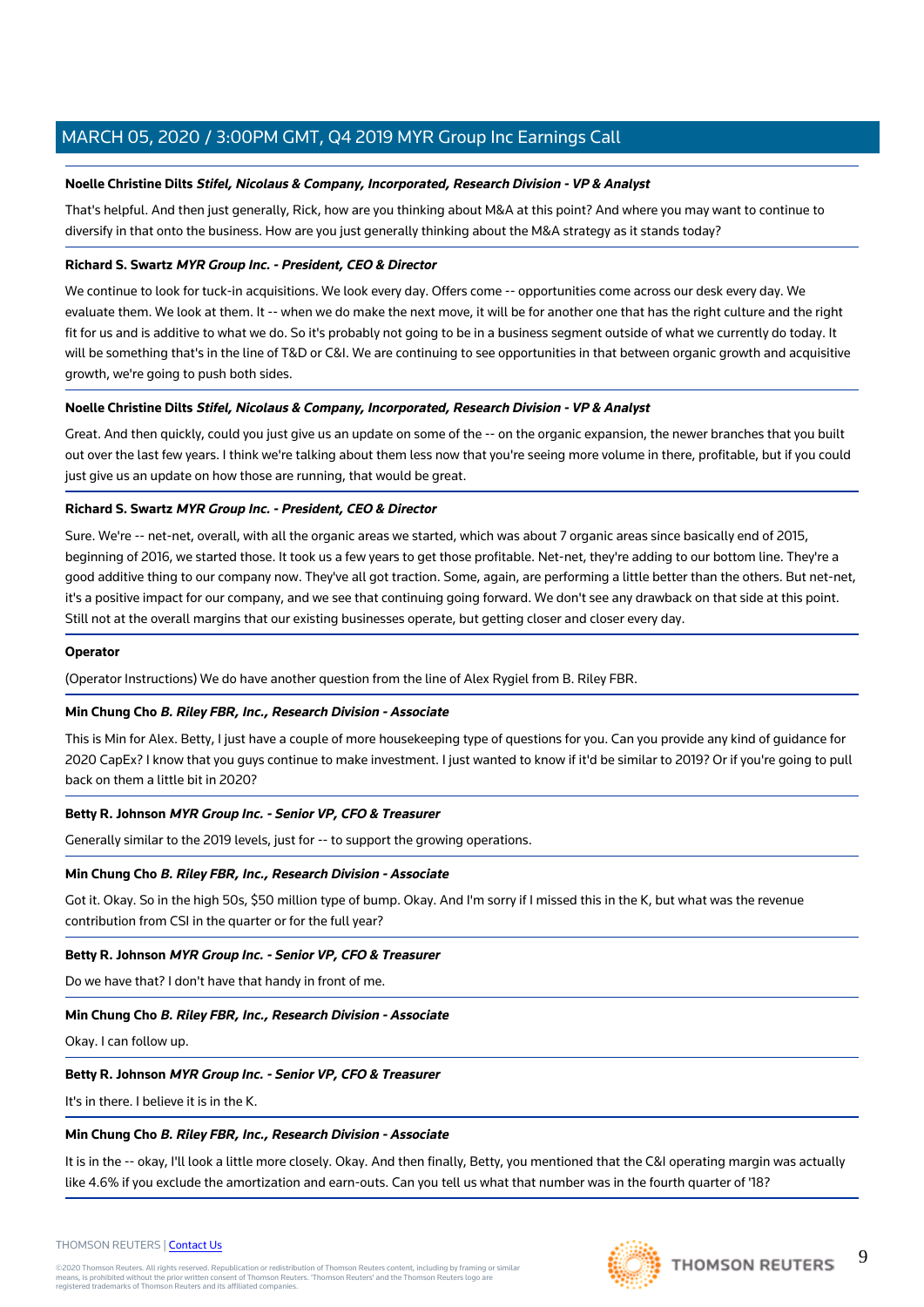**Noelle Christine Dilts** ***Stifel, Nicolaus & Company, Incorporated, Research Division - VP & Analyst***

That's helpful. And then just generally, Rick, how are you thinking about M&A at this point? And where you may want to continue to diversify in that onto the business. How are you just generally thinking about the M&A strategy as it stands today?

**Richard S. Swartz** ***MYR Group Inc. - President, CEO & Director***

We continue to look for tuck-in acquisitions. We look every day. Offers come -- opportunities come across our desk every day. We evaluate them. We look at them. It -- when we do make the next move, it will be for another one that has the right culture and the right fit for us and is additive to what we do. So it's probably not going to be in a business segment outside of what we currently do today. It will be something that's in the line of T&D or C&I. We are continuing to see opportunities in that between organic growth and acquisitive growth, we're going to push both sides.

**Noelle Christine Dilts** ***Stifel, Nicolaus & Company, Incorporated, Research Division - VP & Analyst***

Great. And then quickly, could you just give us an update on some of the -- on the organic expansion, the newer branches that you built out over the last few years. I think we're talking about them less now that you're seeing more volume in there, profitable, but if you could just give us an update on how those are running, that would be great.

**Richard S. Swartz** ***MYR Group Inc. - President, CEO & Director***

Sure. We're -- net-net, overall, with all the organic areas we started, which was about 7 organic areas since basically end of 2015, beginning of 2016, we started those. It took us a few years to get those profitable. Net-net, they're adding to our bottom line. They're a good additive thing to our company now. They've all got traction. Some, again, are performing a little better than the others. But net-net, it's a positive impact for our company, and we see that continuing going forward. We don't see any drawback on that side at this point. Still not at the overall margins that our existing businesses operate, but getting closer and closer every day.

**Operator**

(Operator Instructions) We do have another question from the line of Alex Rygiel from B. Riley FBR.

**Min Chung Cho** ***B. Riley FBR, Inc., Research Division - Associate***

This is Min for Alex. Betty, I just have a couple of more housekeeping type of questions for you. Can you provide any kind of guidance for 2020 CapEx? I know that you guys continue to make investment. I just wanted to know if it'd be similar to 2019? Or if you're going to pull back on them a little bit in 2020?

**Betty R. Johnson** ***MYR Group Inc. - Senior VP, CFO & Treasurer***

Generally similar to the 2019 levels, just for -- to support the growing operations.

**Min Chung Cho** ***B. Riley FBR, Inc., Research Division - Associate***

Got it. Okay. So in the high 50s, $50 million type of bump. Okay. And I'm sorry if I missed this in the K, but what was the revenue contribution from CSI in the quarter or for the full year?

**Betty R. Johnson** ***MYR Group Inc. - Senior VP, CFO & Treasurer***

Do we have that? I don't have that handy in front of me.

**Min Chung Cho** ***B. Riley FBR, Inc., Research Division - Associate***

Okay. I can follow up.

**Betty R. Johnson** ***MYR Group Inc. - Senior VP, CFO & Treasurer***

It's in there. I believe it is in the K.

**Min Chung Cho** ***B. Riley FBR, Inc., Research Division - Associate***

It is in the -- okay, I'll look a little more closely. Okay. And then finally, Betty, you mentioned that the C&I operating margin was actually like 4.6% if you exclude the amortization and earn-outs. Can you tell us what that number was in the fourth quarter of '18?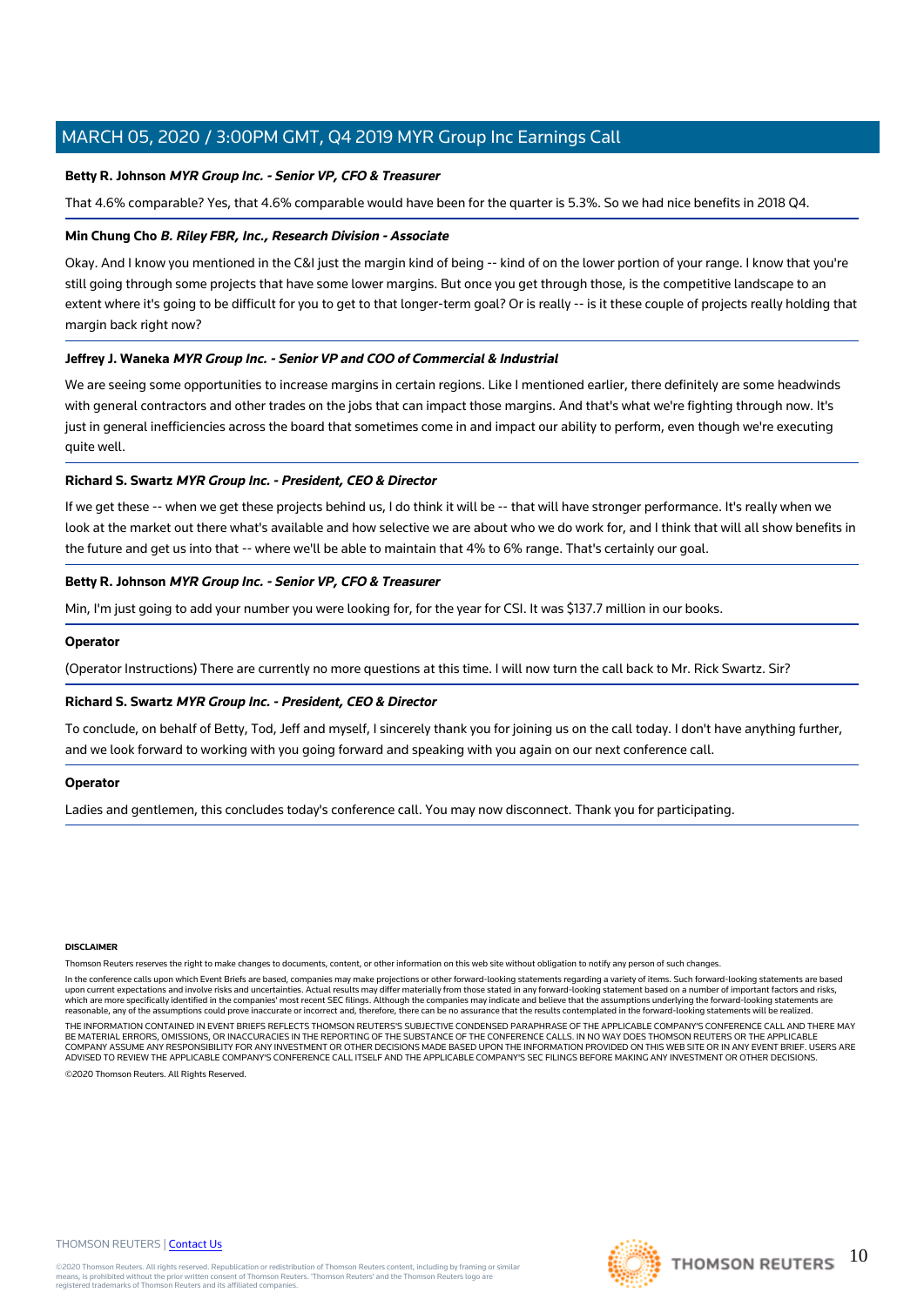**Betty R. Johnson** ***MYR Group Inc. - Senior VP, CFO & Treasurer***

That 4.6% comparable? Yes, that 4.6% comparable would have been for the quarter is 5.3%. So we had nice benefits in 2018 Q4.

**Min Chung Cho** ***B. Riley FBR, Inc., Research Division - Associate***

Okay. And I know you mentioned in the C&I just the margin kind of being -- kind of on the lower portion of your range. I know that you're still going through some projects that have some lower margins. But once you get through those, is the competitive landscape to an extent where it's going to be difficult for you to get to that longer-term goal? Or is really -- is it these couple of projects really holding that margin back right now?

**Jeffrey J. Waneka** ***MYR Group Inc. - Senior VP and COO of Commercial & Industrial***

We are seeing some opportunities to increase margins in certain regions. Like I mentioned earlier, there definitely are some headwinds with general contractors and other trades on the jobs that can impact those margins. And that's what we're fighting through now. It's just in general inefficiencies across the board that sometimes come in and impact our ability to perform, even though we're executing quite well.

**Richard S. Swartz** ***MYR Group Inc. - President, CEO & Director***

If we get these -- when we get these projects behind us, I do think it will be -- that will have stronger performance. It's really when we look at the market out there what's available and how selective we are about who we do work for, and I think that will all show benefits in the future and get us into that -- where we'll be able to maintain that 4% to 6% range. That's certainly our goal.

**Betty R. Johnson** ***MYR Group Inc. - Senior VP, CFO & Treasurer***

Min, I'm just going to add your number you were looking for, for the year for CSI. It was $137.7 million in our books.

**Operator**

(Operator Instructions) There are currently no more questions at this time. I will now turn the call back to Mr. Rick Swartz. Sir?

**Richard S. Swartz** ***MYR Group Inc. - President, CEO & Director***

To conclude, on behalf of Betty, Tod, Jeff and myself, I sincerely thank you for joining us on the call today. I don't have anything further, and we look forward to working with you going forward and speaking with you again on our next conference call.

**Operator**

Ladies and gentlemen, this concludes today's conference call. You may now disconnect. Thank you for participating.

**DISCLAIMER**

Thomson Reuters reserves the right to make changes to documents, content, or other information on this web site without obligation to notify any person of such changes.

In the conference calls upon which Event Briefs are based, companies may make projections or other forward-looking statements regarding a variety of items. Such forward-looking statements are based upon current expectations and involve risks and uncertainties. Actual results may differ materially from those stated in any forward-looking statement based on a number of important factors and risks, which are more specifically identified in the companies' most recent SEC filings. Although the companies may indicate and believe that the assumptions underlying the forward-looking statements are reasonable, any of the assumptions could prove inaccurate or incorrect and, therefore, there can be no assurance that the results contemplated in the forward-looking statements will be realized.

THE INFORMATION CONTAINED IN EVENT BRIEFS REFLECTS THOMSON REUTERS'S SUBJECTIVE CONDENSED PARAPHRASE OF THE APPLICABLE COMPANY'S CONFERENCE CALL AND THERE MAY BE MATERIAL ERRORS, OMISSIONS, OR INACCURACIES IN THE REPORTING OF THE SUBSTANCE OF THE CONFERENCE CALLS. IN NO WAY DOES THOMSON REUTERS OR THE APPLICABLE COMPANY ASSUME ANY RESPONSIBILITY FOR ANY INVESTMENT OR OTHER DECISIONS MADE BASED UPON THE INFORMATION PROVIDED ON THIS WEB SITE OR IN ANY EVENT BRIEF. USERS ARE ADVISED TO REVIEW THE APPLICABLE COMPANY'S CONFERENCE CALL ITSELF AND THE APPLICABLE COMPANY'S SEC FILINGS BEFORE MAKING ANY INVESTMENT OR OTHER DECISIONS.

©2020 Thomson Reuters. All Rights Reserved.